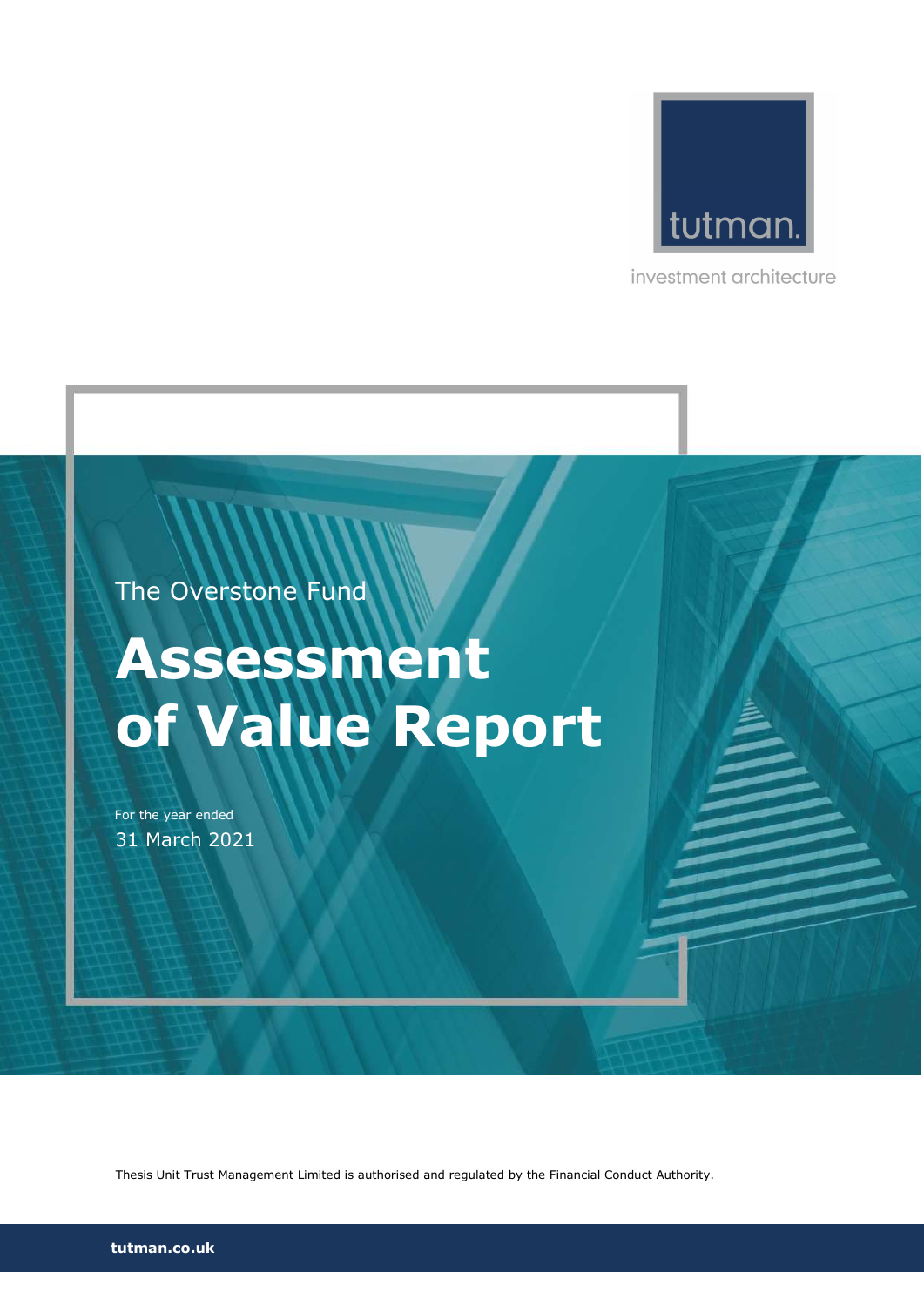tutman.

investment architecture

The Overstone Fund

# Assessment of Value Report

For the year ended
31 March 2021

Thesis Unit Trust Management Limited is authorised and regulated by the Financial Conduct Authority.

**tutman.co.uk**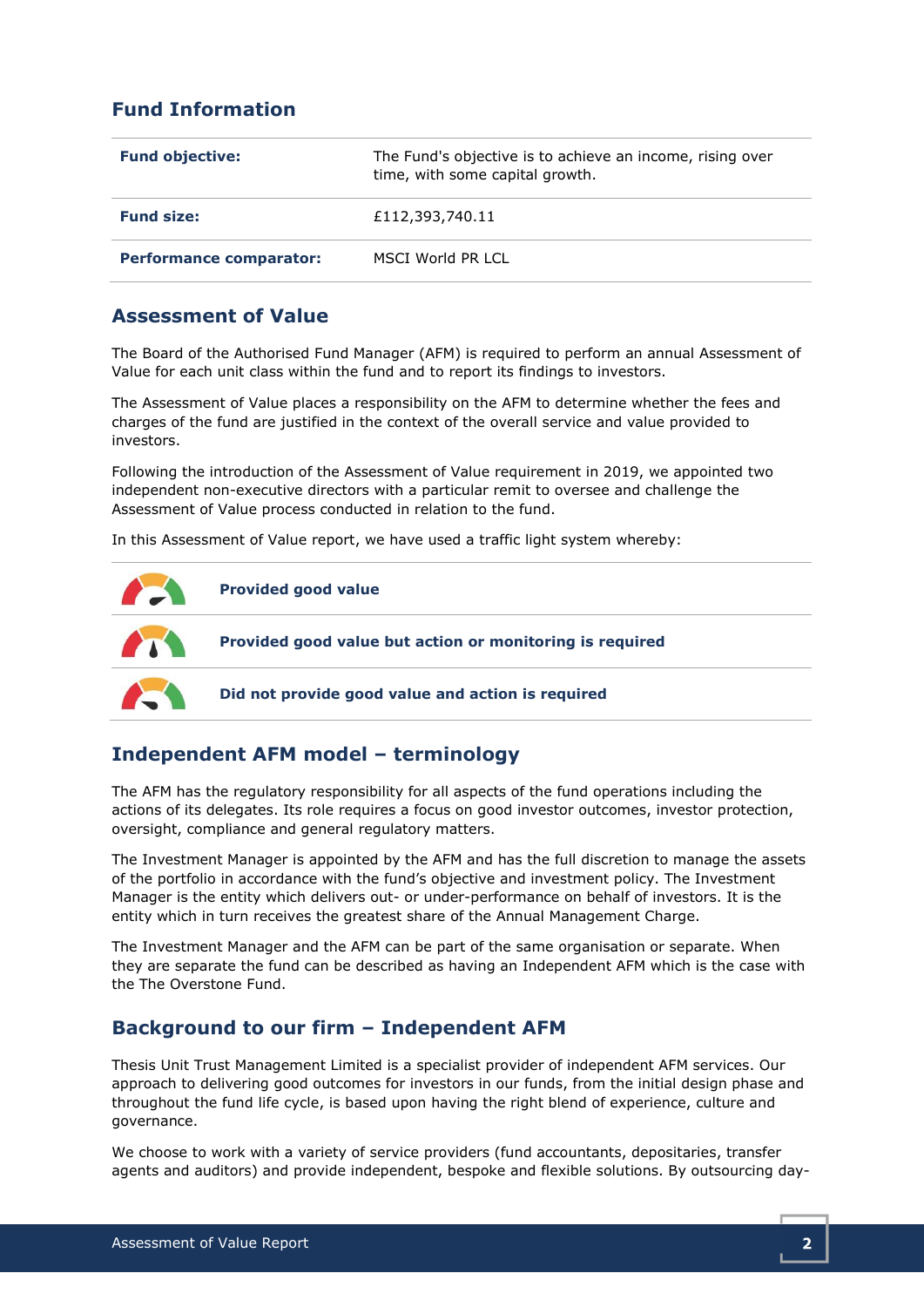## Fund Information

| | |
|---|---|
| **Fund objective:** | The Fund's objective is to achieve an income, rising over time, with some capital growth. |
| **Fund size:** | £112,393,740.11 |
| **Performance comparator:** | MSCI World PR LCL |

## Assessment of Value

The Board of the Authorised Fund Manager (AFM) is required to perform an annual Assessment of Value for each unit class within the fund and to report its findings to investors.

The Assessment of Value places a responsibility on the AFM to determine whether the fees and charges of the fund are justified in the context of the overall service and value provided to investors.

Following the introduction of the Assessment of Value requirement in 2019, we appointed two independent non-executive directors with a particular remit to oversee and challenge the Assessment of Value process conducted in relation to the fund.

In this Assessment of Value report, we have used a traffic light system whereby:

- **Provided good value**
- **Provided good value but action or monitoring is required**
- **Did not provide good value and action is required**

## Independent AFM model – terminology

The AFM has the regulatory responsibility for all aspects of the fund operations including the actions of its delegates. Its role requires a focus on good investor outcomes, investor protection, oversight, compliance and general regulatory matters.

The Investment Manager is appointed by the AFM and has the full discretion to manage the assets of the portfolio in accordance with the fund's objective and investment policy. The Investment Manager is the entity which delivers out- or under-performance on behalf of investors. It is the entity which in turn receives the greatest share of the Annual Management Charge.

The Investment Manager and the AFM can be part of the same organisation or separate. When they are separate the fund can be described as having an Independent AFM which is the case with the The Overstone Fund.

## Background to our firm – Independent AFM

Thesis Unit Trust Management Limited is a specialist provider of independent AFM services. Our approach to delivering good outcomes for investors in our funds, from the initial design phase and throughout the fund life cycle, is based upon having the right blend of experience, culture and governance.

We choose to work with a variety of service providers (fund accountants, depositaries, transfer agents and auditors) and provide independent, bespoke and flexible solutions. By outsourcing day-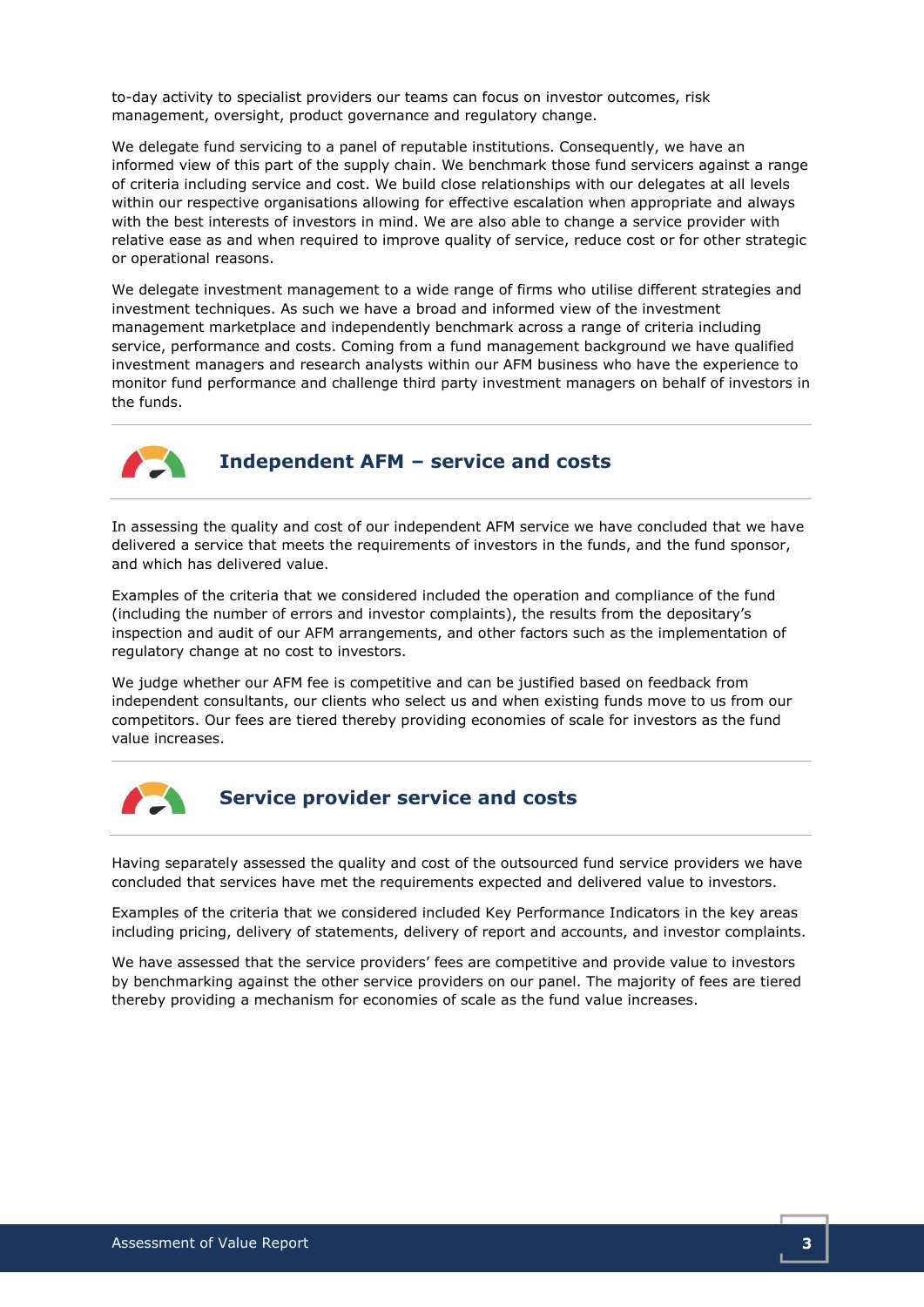to-day activity to specialist providers our teams can focus on investor outcomes, risk management, oversight, product governance and regulatory change.

We delegate fund servicing to a panel of reputable institutions. Consequently, we have an informed view of this part of the supply chain. We benchmark those fund servicers against a range of criteria including service and cost. We build close relationships with our delegates at all levels within our respective organisations allowing for effective escalation when appropriate and always with the best interests of investors in mind. We are also able to change a service provider with relative ease as and when required to improve quality of service, reduce cost or for other strategic or operational reasons.

We delegate investment management to a wide range of firms who utilise different strategies and investment techniques. As such we have a broad and informed view of the investment management marketplace and independently benchmark across a range of criteria including service, performance and costs. Coming from a fund management background we have qualified investment managers and research analysts within our AFM business who have the experience to monitor fund performance and challenge third party investment managers on behalf of investors in the funds.

## Independent AFM – service and costs

In assessing the quality and cost of our independent AFM service we have concluded that we have delivered a service that meets the requirements of investors in the funds, and the fund sponsor, and which has delivered value.

Examples of the criteria that we considered included the operation and compliance of the fund (including the number of errors and investor complaints), the results from the depositary's inspection and audit of our AFM arrangements, and other factors such as the implementation of regulatory change at no cost to investors.

We judge whether our AFM fee is competitive and can be justified based on feedback from independent consultants, our clients who select us and when existing funds move to us from our competitors. Our fees are tiered thereby providing economies of scale for investors as the fund value increases.

## Service provider service and costs

Having separately assessed the quality and cost of the outsourced fund service providers we have concluded that services have met the requirements expected and delivered value to investors.

Examples of the criteria that we considered included Key Performance Indicators in the key areas including pricing, delivery of statements, delivery of report and accounts, and investor complaints.

We have assessed that the service providers' fees are competitive and provide value to investors by benchmarking against the other service providers on our panel. The majority of fees are tiered thereby providing a mechanism for economies of scale as the fund value increases.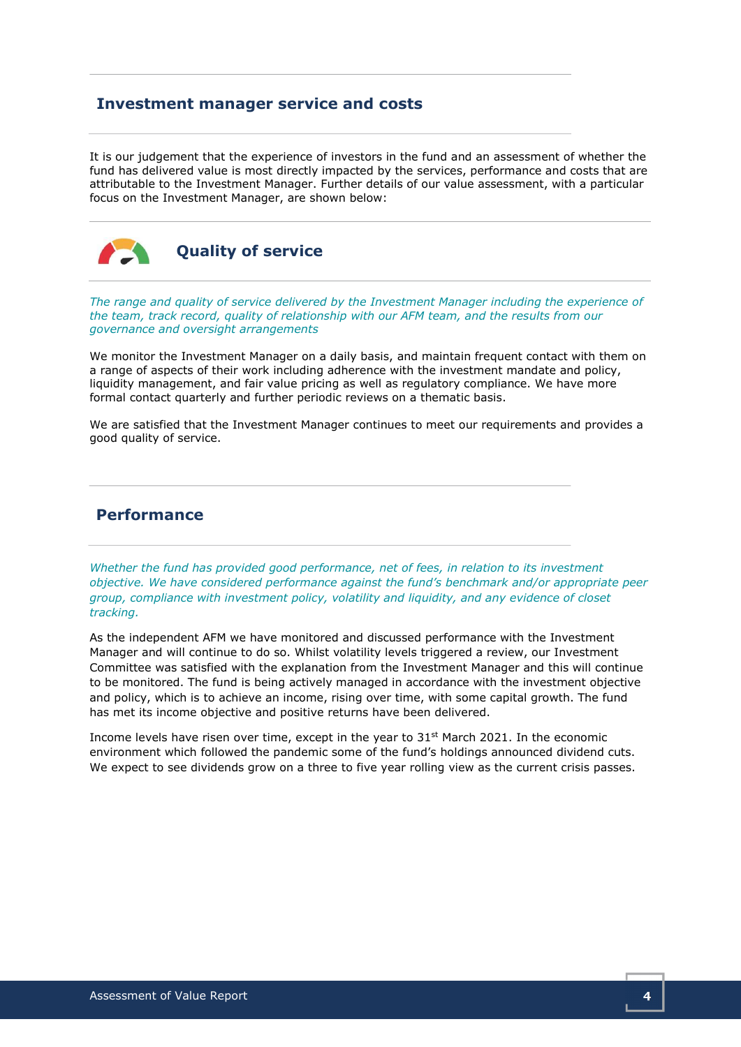## Investment manager service and costs

It is our judgement that the experience of investors in the fund and an assessment of whether the fund has delivered value is most directly impacted by the services, performance and costs that are attributable to the Investment Manager. Further details of our value assessment, with a particular focus on the Investment Manager, are shown below:

### Quality of service

*The range and quality of service delivered by the Investment Manager including the experience of the team, track record, quality of relationship with our AFM team, and the results from our governance and oversight arrangements*

We monitor the Investment Manager on a daily basis, and maintain frequent contact with them on a range of aspects of their work including adherence with the investment mandate and policy, liquidity management, and fair value pricing as well as regulatory compliance. We have more formal contact quarterly and further periodic reviews on a thematic basis.

We are satisfied that the Investment Manager continues to meet our requirements and provides a good quality of service.

## Performance

*Whether the fund has provided good performance, net of fees, in relation to its investment objective. We have considered performance against the fund's benchmark and/or appropriate peer group, compliance with investment policy, volatility and liquidity, and any evidence of closet tracking.*

As the independent AFM we have monitored and discussed performance with the Investment Manager and will continue to do so. Whilst volatility levels triggered a review, our Investment Committee was satisfied with the explanation from the Investment Manager and this will continue to be monitored. The fund is being actively managed in accordance with the investment objective and policy, which is to achieve an income, rising over time, with some capital growth. The fund has met its income objective and positive returns have been delivered.

Income levels have risen over time, except in the year to 31st March 2021. In the economic environment which followed the pandemic some of the fund's holdings announced dividend cuts. We expect to see dividends grow on a three to five year rolling view as the current crisis passes.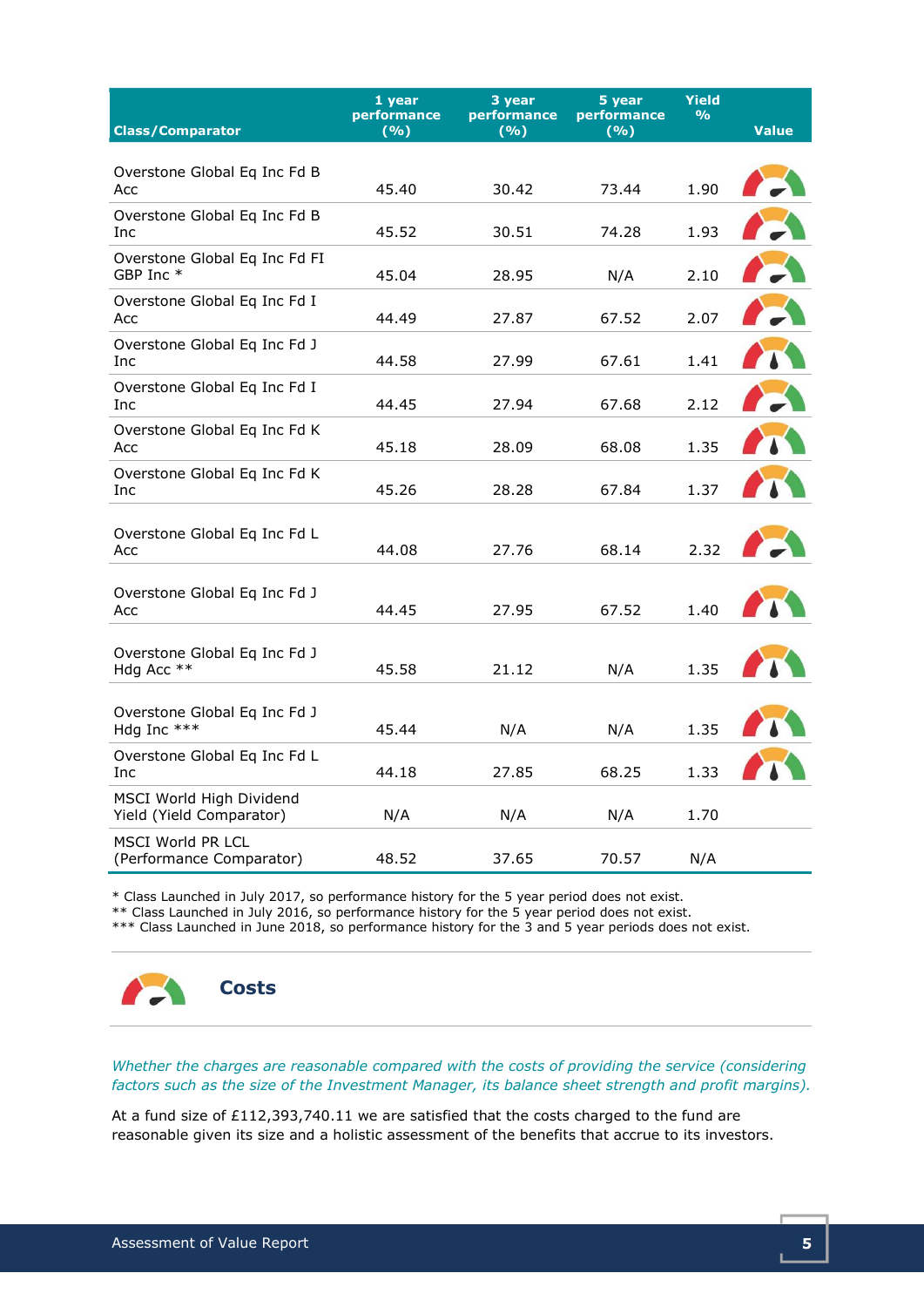| Class/Comparator | 1 year performance (%) | 3 year performance (%) | 5 year performance (%) | Yield % | Value |
|---|---|---|---|---|---|
| Overstone Global Eq Inc Fd B Acc | 45.40 | 30.42 | 73.44 | 1.90 | |
| Overstone Global Eq Inc Fd B Inc | 45.52 | 30.51 | 74.28 | 1.93 | |
| Overstone Global Eq Inc Fd FI GBP Inc * | 45.04 | 28.95 | N/A | 2.10 | |
| Overstone Global Eq Inc Fd I Acc | 44.49 | 27.87 | 67.52 | 2.07 | |
| Overstone Global Eq Inc Fd J Inc | 44.58 | 27.99 | 67.61 | 1.41 | |
| Overstone Global Eq Inc Fd I Inc | 44.45 | 27.94 | 67.68 | 2.12 | |
| Overstone Global Eq Inc Fd K Acc | 45.18 | 28.09 | 68.08 | 1.35 | |
| Overstone Global Eq Inc Fd K Inc | 45.26 | 28.28 | 67.84 | 1.37 | |
| Overstone Global Eq Inc Fd L Acc | 44.08 | 27.76 | 68.14 | 2.32 | |
| Overstone Global Eq Inc Fd J Acc | 44.45 | 27.95 | 67.52 | 1.40 | |
| Overstone Global Eq Inc Fd J Hdg Acc ** | 45.58 | 21.12 | N/A | 1.35 | |
| Overstone Global Eq Inc Fd J Hdg Inc *** | 45.44 | N/A | N/A | 1.35 | |
| Overstone Global Eq Inc Fd L Inc | 44.18 | 27.85 | 68.25 | 1.33 | |
| MSCI World High Dividend Yield (Yield Comparator) | N/A | N/A | N/A | 1.70 | |
| MSCI World PR LCL (Performance Comparator) | 48.52 | 37.65 | 70.57 | N/A | |

* Class Launched in July 2017, so performance history for the 5 year period does not exist.
** Class Launched in July 2016, so performance history for the 5 year period does not exist.
*** Class Launched in June 2018, so performance history for the 3 and 5 year periods does not exist.

## Costs

*Whether the charges are reasonable compared with the costs of providing the service (considering factors such as the size of the Investment Manager, its balance sheet strength and profit margins).*

At a fund size of £112,393,740.11 we are satisfied that the costs charged to the fund are reasonable given its size and a holistic assessment of the benefits that accrue to its investors.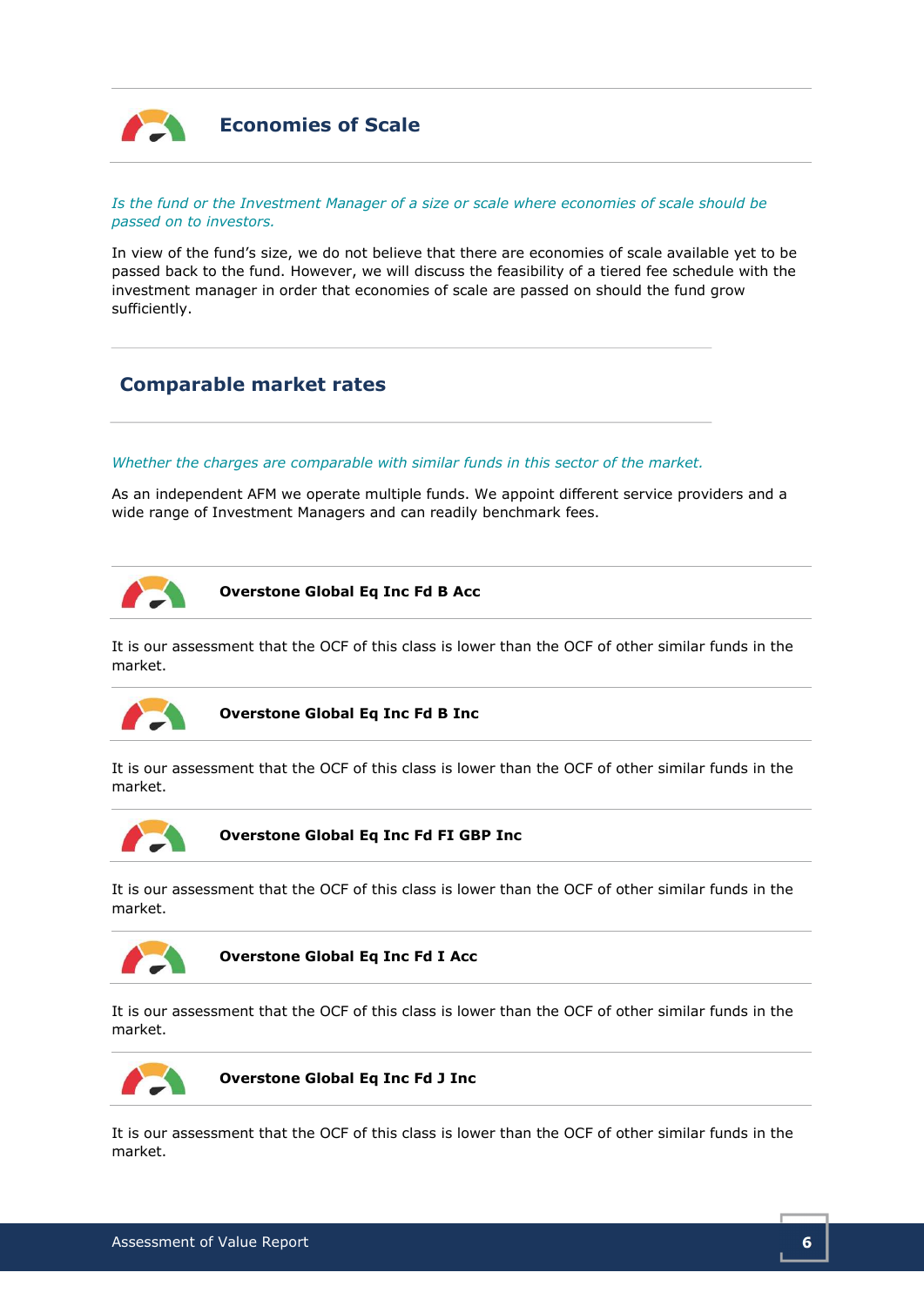## Economies of Scale

*Is the fund or the Investment Manager of a size or scale where economies of scale should be passed on to investors.*

In view of the fund's size, we do not believe that there are economies of scale available yet to be passed back to the fund. However, we will discuss the feasibility of a tiered fee schedule with the investment manager in order that economies of scale are passed on should the fund grow sufficiently.

## Comparable market rates

*Whether the charges are comparable with similar funds in this sector of the market.*

As an independent AFM we operate multiple funds. We appoint different service providers and a wide range of Investment Managers and can readily benchmark fees.

**Overstone Global Eq Inc Fd B Acc**

It is our assessment that the OCF of this class is lower than the OCF of other similar funds in the market.

**Overstone Global Eq Inc Fd B Inc**

It is our assessment that the OCF of this class is lower than the OCF of other similar funds in the market.

**Overstone Global Eq Inc Fd FI GBP Inc**

It is our assessment that the OCF of this class is lower than the OCF of other similar funds in the market.

**Overstone Global Eq Inc Fd I Acc**

It is our assessment that the OCF of this class is lower than the OCF of other similar funds in the market.

**Overstone Global Eq Inc Fd J Inc**

It is our assessment that the OCF of this class is lower than the OCF of other similar funds in the market.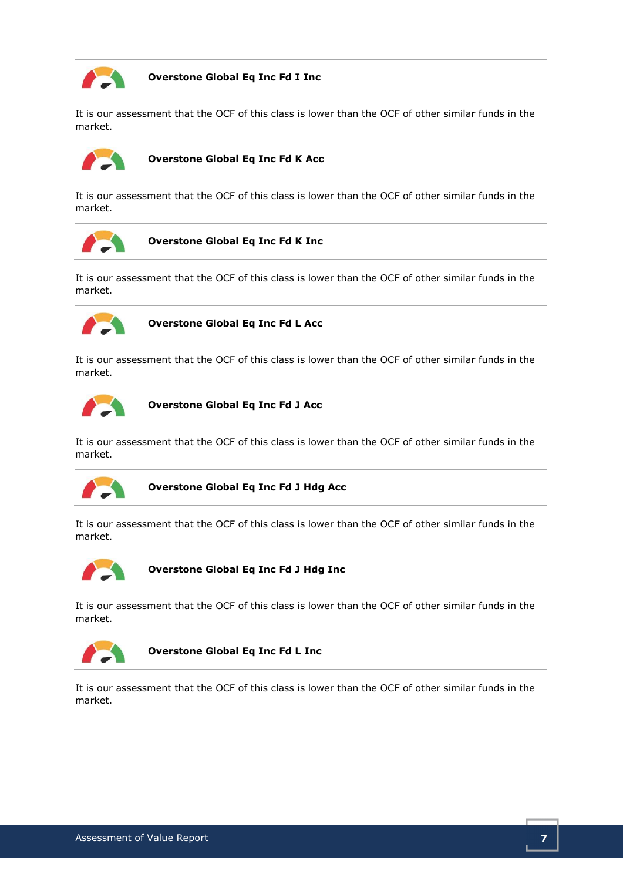**Overstone Global Eq Inc Fd I Inc**

It is our assessment that the OCF of this class is lower than the OCF of other similar funds in the market.

**Overstone Global Eq Inc Fd K Acc**

It is our assessment that the OCF of this class is lower than the OCF of other similar funds in the market.

**Overstone Global Eq Inc Fd K Inc**

It is our assessment that the OCF of this class is lower than the OCF of other similar funds in the market.

**Overstone Global Eq Inc Fd L Acc**

It is our assessment that the OCF of this class is lower than the OCF of other similar funds in the market.

**Overstone Global Eq Inc Fd J Acc**

It is our assessment that the OCF of this class is lower than the OCF of other similar funds in the market.

**Overstone Global Eq Inc Fd J Hdg Acc**

It is our assessment that the OCF of this class is lower than the OCF of other similar funds in the market.

**Overstone Global Eq Inc Fd J Hdg Inc**

It is our assessment that the OCF of this class is lower than the OCF of other similar funds in the market.

**Overstone Global Eq Inc Fd L Inc**

It is our assessment that the OCF of this class is lower than the OCF of other similar funds in the market.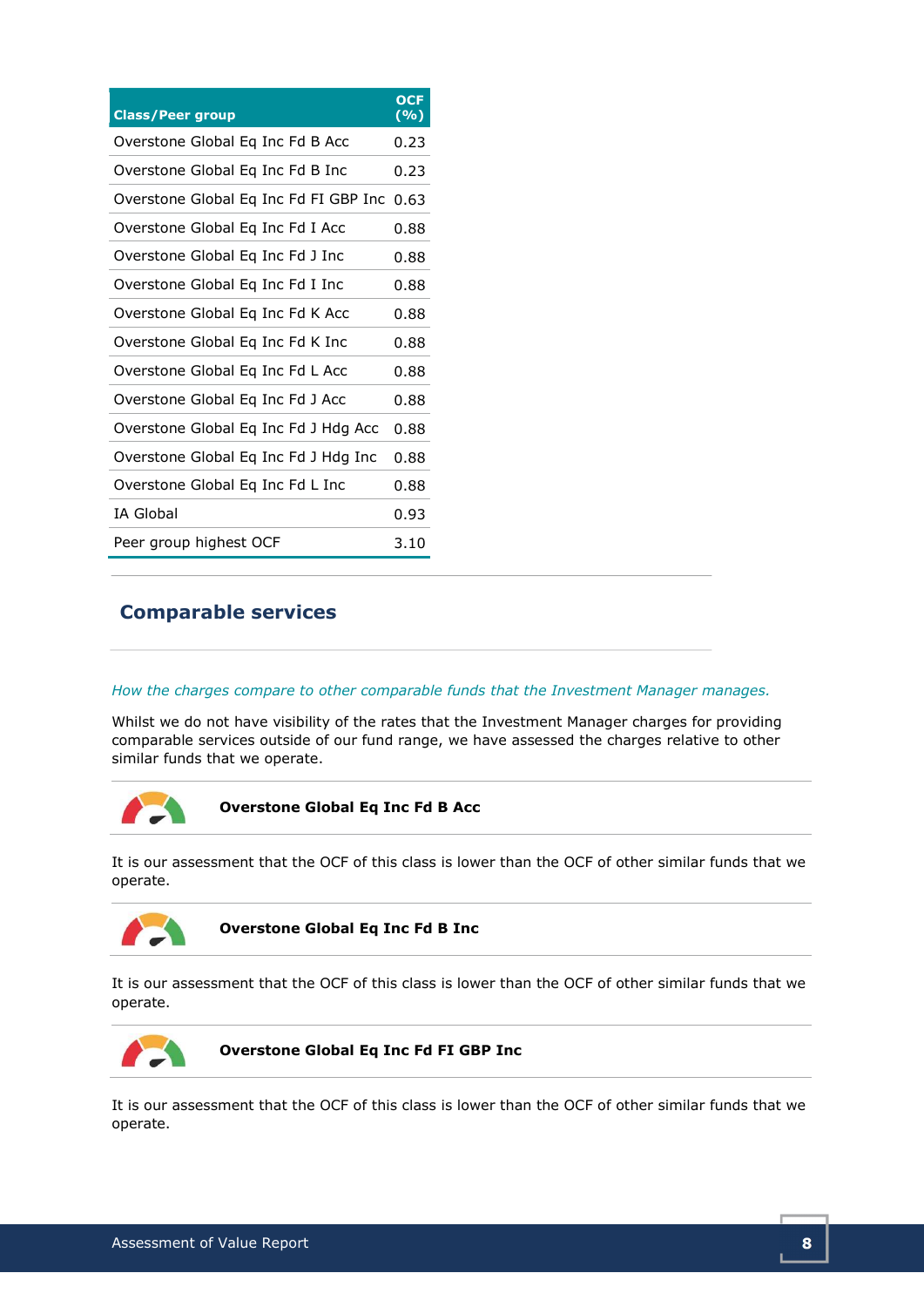| Class/Peer group | OCF (%) |
|---|---|
| Overstone Global Eq Inc Fd B Acc | 0.23 |
| Overstone Global Eq Inc Fd B Inc | 0.23 |
| Overstone Global Eq Inc Fd FI GBP Inc | 0.63 |
| Overstone Global Eq Inc Fd I Acc | 0.88 |
| Overstone Global Eq Inc Fd J Inc | 0.88 |
| Overstone Global Eq Inc Fd I Inc | 0.88 |
| Overstone Global Eq Inc Fd K Acc | 0.88 |
| Overstone Global Eq Inc Fd K Inc | 0.88 |
| Overstone Global Eq Inc Fd L Acc | 0.88 |
| Overstone Global Eq Inc Fd J Acc | 0.88 |
| Overstone Global Eq Inc Fd J Hdg Acc | 0.88 |
| Overstone Global Eq Inc Fd J Hdg Inc | 0.88 |
| Overstone Global Eq Inc Fd L Inc | 0.88 |
| IA Global | 0.93 |
| Peer group highest OCF | 3.10 |

## Comparable services

*How the charges compare to other comparable funds that the Investment Manager manages.*

Whilst we do not have visibility of the rates that the Investment Manager charges for providing comparable services outside of our fund range, we have assessed the charges relative to other similar funds that we operate.

**Overstone Global Eq Inc Fd B Acc**

It is our assessment that the OCF of this class is lower than the OCF of other similar funds that we operate.

**Overstone Global Eq Inc Fd B Inc**

It is our assessment that the OCF of this class is lower than the OCF of other similar funds that we operate.

**Overstone Global Eq Inc Fd FI GBP Inc**

It is our assessment that the OCF of this class is lower than the OCF of other similar funds that we operate.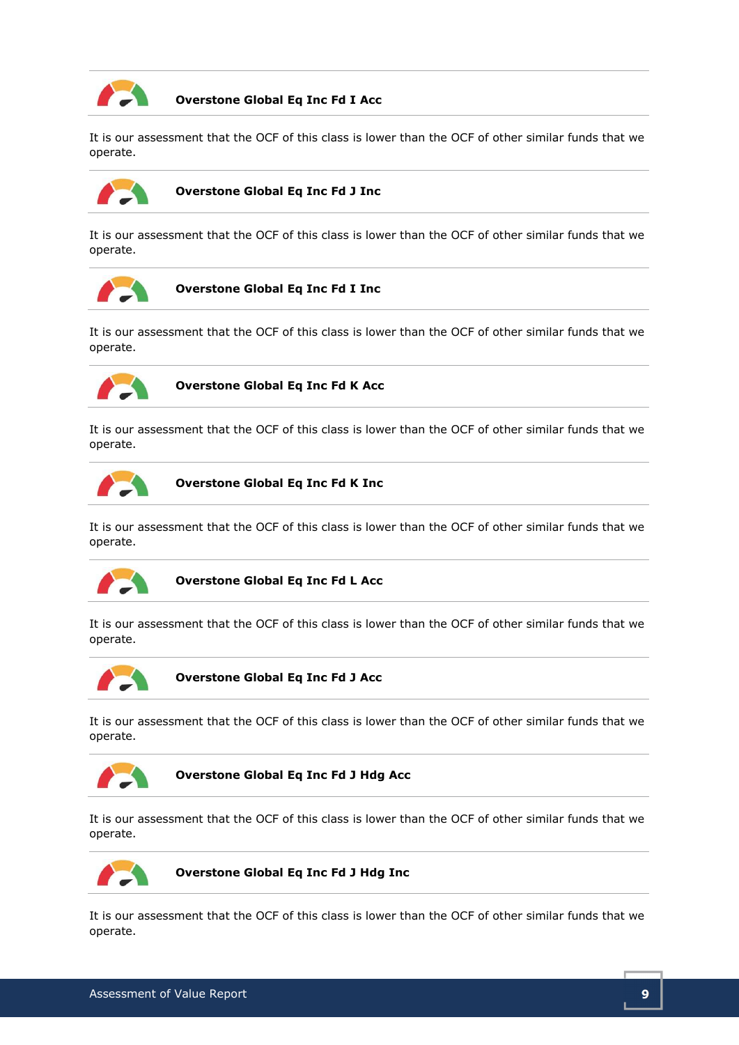**Overstone Global Eq Inc Fd I Acc**

It is our assessment that the OCF of this class is lower than the OCF of other similar funds that we operate.

**Overstone Global Eq Inc Fd J Inc**

It is our assessment that the OCF of this class is lower than the OCF of other similar funds that we operate.

**Overstone Global Eq Inc Fd I Inc**

It is our assessment that the OCF of this class is lower than the OCF of other similar funds that we operate.

**Overstone Global Eq Inc Fd K Acc**

It is our assessment that the OCF of this class is lower than the OCF of other similar funds that we operate.

**Overstone Global Eq Inc Fd K Inc**

It is our assessment that the OCF of this class is lower than the OCF of other similar funds that we operate.

**Overstone Global Eq Inc Fd L Acc**

It is our assessment that the OCF of this class is lower than the OCF of other similar funds that we operate.

**Overstone Global Eq Inc Fd J Acc**

It is our assessment that the OCF of this class is lower than the OCF of other similar funds that we operate.

**Overstone Global Eq Inc Fd J Hdg Acc**

It is our assessment that the OCF of this class is lower than the OCF of other similar funds that we operate.

**Overstone Global Eq Inc Fd J Hdg Inc**

It is our assessment that the OCF of this class is lower than the OCF of other similar funds that we operate.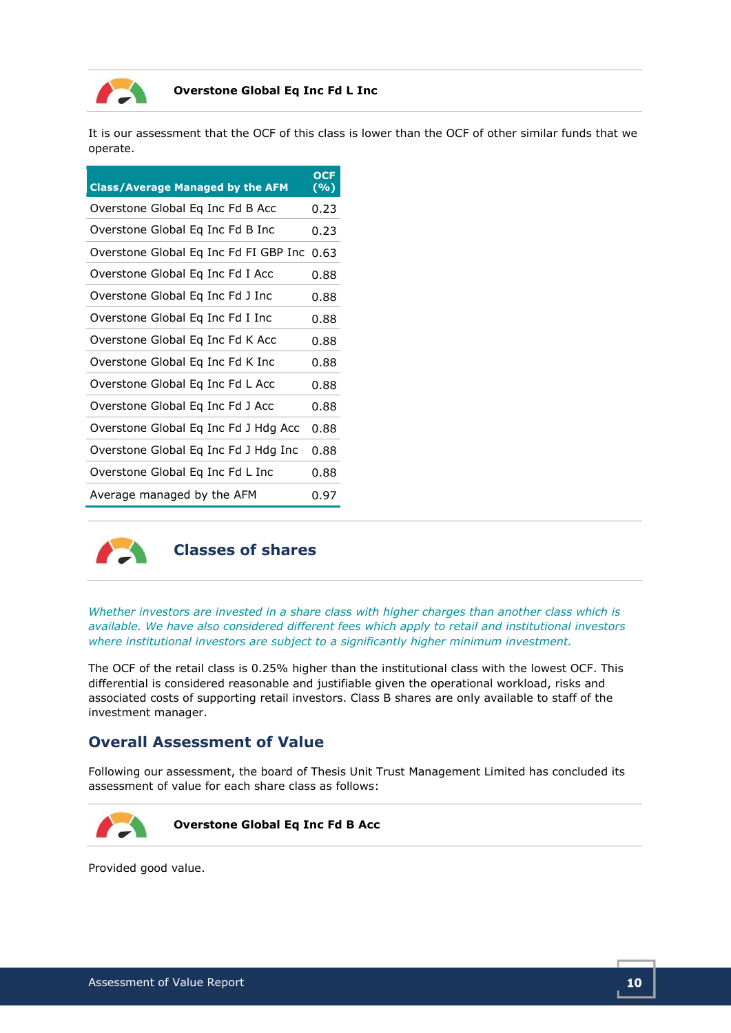**Overstone Global Eq Inc Fd L Inc**

It is our assessment that the OCF of this class is lower than the OCF of other similar funds that we operate.

| Class/Average Managed by the AFM | OCF (%) |
|---|---|
| Overstone Global Eq Inc Fd B Acc | 0.23 |
| Overstone Global Eq Inc Fd B Inc | 0.23 |
| Overstone Global Eq Inc Fd FI GBP Inc | 0.63 |
| Overstone Global Eq Inc Fd I Acc | 0.88 |
| Overstone Global Eq Inc Fd J Inc | 0.88 |
| Overstone Global Eq Inc Fd I Inc | 0.88 |
| Overstone Global Eq Inc Fd K Acc | 0.88 |
| Overstone Global Eq Inc Fd K Inc | 0.88 |
| Overstone Global Eq Inc Fd L Acc | 0.88 |
| Overstone Global Eq Inc Fd J Acc | 0.88 |
| Overstone Global Eq Inc Fd J Hdg Acc | 0.88 |
| Overstone Global Eq Inc Fd J Hdg Inc | 0.88 |
| Overstone Global Eq Inc Fd L Inc | 0.88 |
| Average managed by the AFM | 0.97 |

## Classes of shares

*Whether investors are invested in a share class with higher charges than another class which is available. We have also considered different fees which apply to retail and institutional investors where institutional investors are subject to a significantly higher minimum investment.*

The OCF of the retail class is 0.25% higher than the institutional class with the lowest OCF. This differential is considered reasonable and justifiable given the operational workload, risks and associated costs of supporting retail investors. Class B shares are only available to staff of the investment manager.

## Overall Assessment of Value

Following our assessment, the board of Thesis Unit Trust Management Limited has concluded its assessment of value for each share class as follows:

**Overstone Global Eq Inc Fd B Acc**

Provided good value.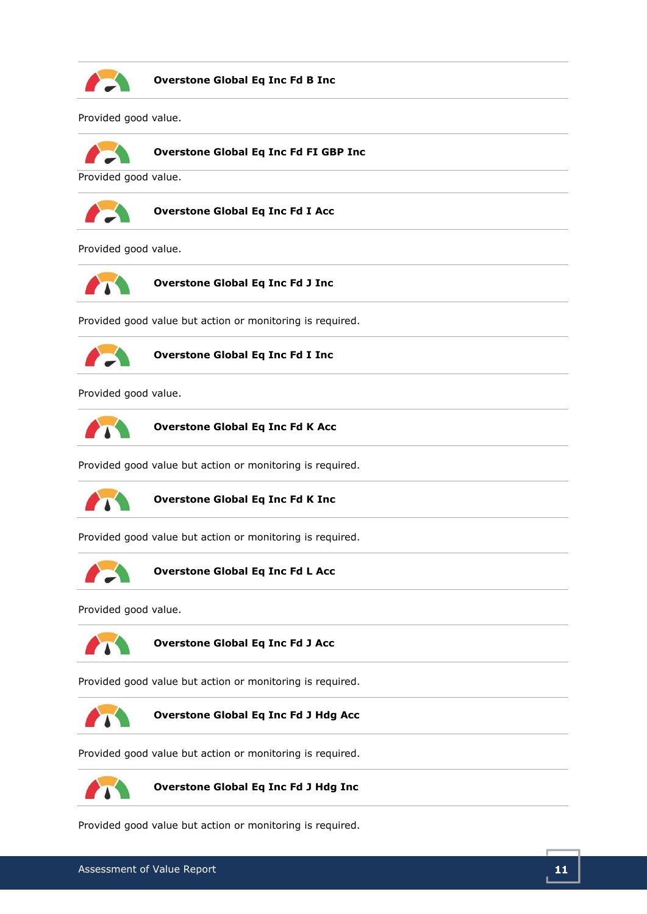**Overstone Global Eq Inc Fd B Inc**

Provided good value.

**Overstone Global Eq Inc Fd FI GBP Inc**

Provided good value.

**Overstone Global Eq Inc Fd I Acc**

Provided good value.

**Overstone Global Eq Inc Fd J Inc**

Provided good value but action or monitoring is required.

**Overstone Global Eq Inc Fd I Inc**

Provided good value.

**Overstone Global Eq Inc Fd K Acc**

Provided good value but action or monitoring is required.

**Overstone Global Eq Inc Fd K Inc**

Provided good value but action or monitoring is required.

**Overstone Global Eq Inc Fd L Acc**

Provided good value.

**Overstone Global Eq Inc Fd J Acc**

Provided good value but action or monitoring is required.

**Overstone Global Eq Inc Fd J Hdg Acc**

Provided good value but action or monitoring is required.

**Overstone Global Eq Inc Fd J Hdg Inc**

Provided good value but action or monitoring is required.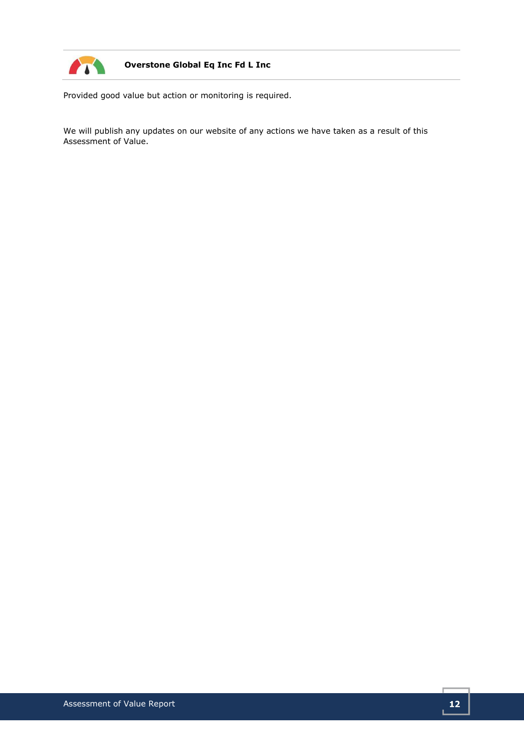**Overstone Global Eq Inc Fd L Inc**

Provided good value but action or monitoring is required.

We will publish any updates on our website of any actions we have taken as a result of this Assessment of Value.